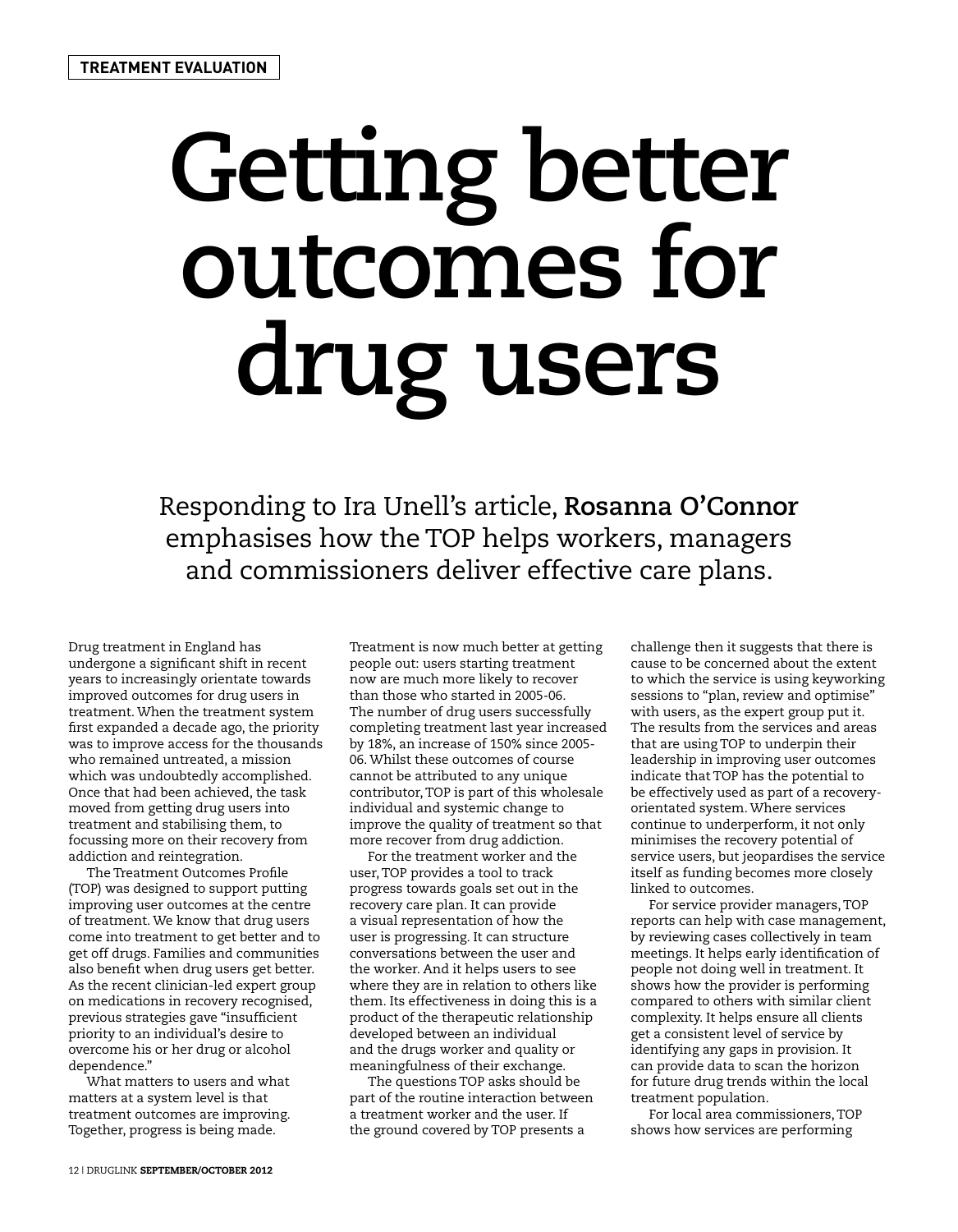**TREATMENT EVALUATION**

# Getting better outcomes for drug users

Responding to Ira Unell's article, **Rosanna O'Connor** emphasises how the TOP helps workers, managers and commissioners deliver effective care plans.

Drug treatment in England has undergone a significant shift in recent years to increasingly orientate towards improved outcomes for drug users in treatment. When the treatment system first expanded a decade ago, the priority was to improve access for the thousands who remained untreated, a mission which was undoubtedly accomplished. Once that had been achieved, the task moved from getting drug users into treatment and stabilising them, to focussing more on their recovery from addiction and reintegration.

The Treatment Outcomes Profile (TOP) was designed to support putting improving user outcomes at the centre of treatment. We know that drug users come into treatment to get better and to get off drugs. Families and communities also benefit when drug users get better. As the recent clinician-led expert group on medications in recovery recognised, previous strategies gave "insufficient priority to an individual's desire to overcome his or her drug or alcohol dependence."

What matters to users and what matters at a system level is that treatment outcomes are improving. Together, progress is being made. Treatment is now much better at getting people out: users starting treatment now are much more likely to recover than those who started in 2005-06. The number of drug users successfully completing treatment last year increased by 18%, an increase of 150% since 2005-06. Whilst these outcomes of course cannot be attributed to any unique contributor, TOP is part of this wholesale individual and systemic change to improve the quality of treatment so that more recover from drug addiction.

For the treatment worker and the user, TOP provides a tool to track progress towards goals set out in the recovery care plan. It can provide a visual representation of how the user is progressing. It can structure conversations between the user and the worker. And it helps users to see where they are in relation to others like them. Its effectiveness in doing this is a product of the therapeutic relationship developed between an individual and the drugs worker and quality or meaningfulness of their exchange.

The questions TOP asks should be part of the routine interaction between a treatment worker and the user. If the ground covered by TOP presents a challenge then it suggests that there is cause to be concerned about the extent to which the service is using keyworking sessions to "plan, review and optimise" with users, as the expert group put it. The results from the services and areas that are using TOP to underpin their leadership in improving user outcomes indicate that TOP has the potential to be effectively used as part of a recovery-orientated system. Where services continue to underperform, it not only minimises the recovery potential of service users, but jeopardises the service itself as funding becomes more closely linked to outcomes.

For service provider managers, TOP reports can help with case management, by reviewing cases collectively in team meetings. It helps early identification of people not doing well in treatment. It shows how the provider is performing compared to others with similar client complexity. It helps ensure all clients get a consistent level of service by identifying any gaps in provision. It can provide data to scan the horizon for future drug trends within the local treatment population.

For local area commissioners, TOP shows how services are performing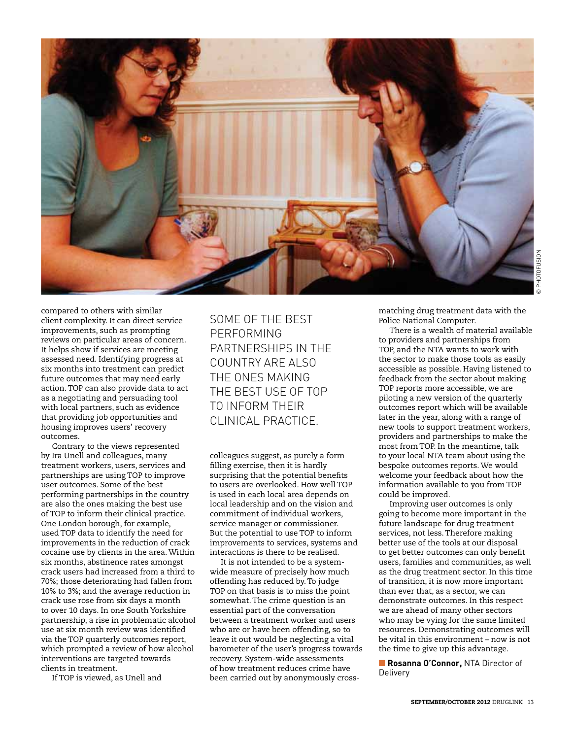compared to others with similar client complexity. It can direct service improvements, such as prompting reviews on particular areas of concern. It helps show if services are meeting assessed need. Identifying progress at six months into treatment can predict future outcomes that may need early action. TOP can also provide data to act as a negotiating and persuading tool with local partners, such as evidence that providing job opportunities and housing improves users' recovery outcomes.

Contrary to the views represented by Ira Unell and colleagues, many treatment workers, users, services and partnerships are using TOP to improve user outcomes. Some of the best performing partnerships in the country are also the ones making the best use of TOP to inform their clinical practice. One London borough, for example, used TOP data to identify the need for improvements in the reduction of crack cocaine use by clients in the area. Within six months, abstinence rates amongst crack users had increased from a third to 70%; those deteriorating had fallen from 10% to 3%; and the average reduction in crack use rose from six days a month to over 10 days. In one South Yorkshire partnership, a rise in problematic alcohol use at six month review was identified via the TOP quarterly outcomes report, which prompted a review of how alcohol interventions are targeted towards clients in treatment.

If TOP is viewed, as Unell and colleagues suggest, as purely a form filling exercise, then it is hardly surprising that the potential benefits to users are overlooked. How well TOP is used in each local area depends on local leadership and on the vision and commitment of individual workers, service manager or commissioner. But the potential to use TOP to inform improvements to services, systems and interactions is there to be realised.

SOME OF THE BEST PERFORMING PARTNERSHIPS IN THE COUNTRY ARE ALSO THE ONES MAKING THE BEST USE OF TOP TO INFORM THEIR CLINICAL PRACTICE.

It is not intended to be a system-wide measure of precisely how much offending has reduced by. To judge TOP on that basis is to miss the point somewhat. The crime question is an essential part of the conversation between a treatment worker and users who are or have been offending, so to leave it out would be neglecting a vital barometer of the user's progress towards recovery. System-wide assessments of how treatment reduces crime have been carried out by anonymously cross-matching drug treatment data with the Police National Computer.

There is a wealth of material available to providers and partnerships from TOP, and the NTA wants to work with the sector to make those tools as easily accessible as possible. Having listened to feedback from the sector about making TOP reports more accessible, we are piloting a new version of the quarterly outcomes report which will be available later in the year, along with a range of new tools to support treatment workers, providers and partnerships to make the most from TOP. In the meantime, talk to your local NTA team about using the bespoke outcomes reports. We would welcome your feedback about how the information available to you from TOP could be improved.

Improving user outcomes is only going to become more important in the future landscape for drug treatment services, not less. Therefore making better use of the tools at our disposal to get better outcomes can only benefit users, families and communities, as well as the drug treatment sector. In this time of transition, it is now more important than ever that, as a sector, we can demonstrate outcomes. In this respect we are ahead of many other sectors who may be vying for the same limited resources. Demonstrating outcomes will be vital in this environment – now is not the time to give up this advantage.

**Rosanna O'Connor,** NTA Director of Delivery